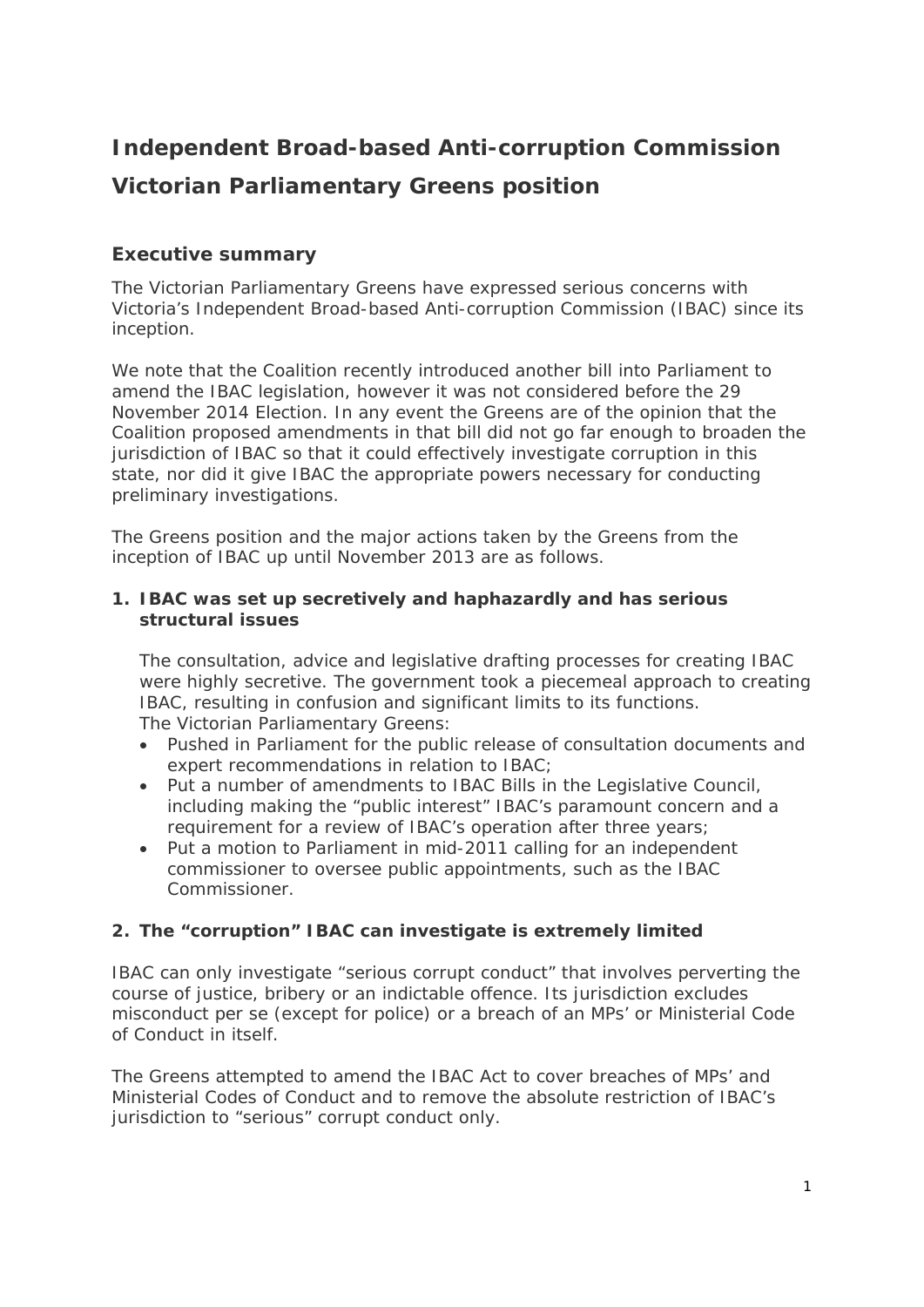# Independent Broad-based Anti-corruption Commission

# Victorian Parliamentary Greens position

## Executive summary

The Victorian Parliamentary Greens have expressed serious concerns with Victoria's Independent Broad-based Anti-corruption Commission (IBAC) since its inception.

We note that the Coalition recently introduced another bill into Parliament to amend the IBAC legislation, however it was not considered before the 29 November 2014 Election. In any event the Greens are of the opinion that the Coalition proposed amendments in that bill did not go far enough to broaden the jurisdiction of IBAC so that it could effectively investigate corruption in this state, nor did it give IBAC the appropriate powers necessary for conducting preliminary investigations.

The Greens position and the major actions taken by the Greens from the inception of IBAC up until November 2013 are as follows.

### 1. IBAC was set up secretively and haphazardly and has serious structural issues

The consultation, advice and legislative drafting processes for creating IBAC were highly secretive. The government took a piecemeal approach to creating IBAC, resulting in confusion and significant limits to its functions.
The Victorian Parliamentary Greens:

- Pushed in Parliament for the public release of consultation documents and expert recommendations in relation to IBAC;
- Put a number of amendments to IBAC Bills in the Legislative Council, including making the "public interest" IBAC's paramount concern and a requirement for a review of IBAC's operation after three years;
- Put a motion to Parliament in mid-2011 calling for an independent commissioner to oversee public appointments, such as the IBAC Commissioner.

### 2. The "corruption" IBAC can investigate is extremely limited

IBAC can only investigate "serious corrupt conduct" that involves perverting the course of justice, bribery or an indictable offence. Its jurisdiction excludes misconduct per se (except for police) or a breach of an MPs' or Ministerial Code of Conduct in itself.

The Greens attempted to amend the IBAC Act to cover breaches of MPs' and Ministerial Codes of Conduct and to remove the absolute restriction of IBAC's jurisdiction to "serious" corrupt conduct only.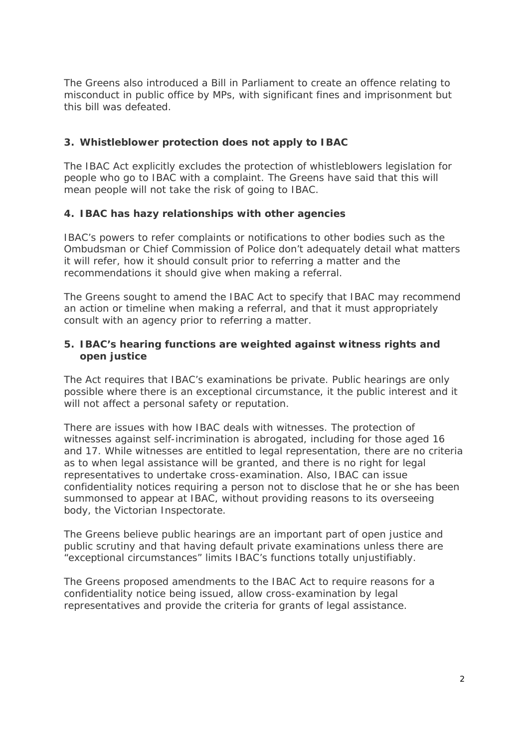The Greens also introduced a Bill in Parliament to create an offence relating to misconduct in public office by MPs, with significant fines and imprisonment but this bill was defeated.

### 3. Whistleblower protection does not apply to IBAC

The IBAC Act explicitly excludes the protection of whistleblowers legislation for people who go to IBAC with a complaint. The Greens have said that this will mean people will not take the risk of going to IBAC.

### 4. IBAC has hazy relationships with other agencies

IBAC's powers to refer complaints or notifications to other bodies such as the Ombudsman or Chief Commission of Police don't adequately detail what matters it will refer, how it should consult prior to referring a matter and the recommendations it should give when making a referral.

The Greens sought to amend the IBAC Act to specify that IBAC may recommend an action or timeline when making a referral, and that it must appropriately consult with an agency prior to referring a matter.

### 5. IBAC's hearing functions are weighted against witness rights and open justice

The Act requires that IBAC's examinations be private. Public hearings are only possible where there is an exceptional circumstance, it the public interest and it will not affect a personal safety or reputation.

There are issues with how IBAC deals with witnesses. The protection of witnesses against self-incrimination is abrogated, including for those aged 16 and 17. While witnesses are entitled to legal representation, there are no criteria as to when legal assistance will be granted, and there is no right for legal representatives to undertake cross-examination. Also, IBAC can issue confidentiality notices requiring a person not to disclose that he or she has been summonsed to appear at IBAC, without providing reasons to its overseeing body, the Victorian Inspectorate.

The Greens believe public hearings are an important part of open justice and public scrutiny and that having default private examinations unless there are "exceptional circumstances" limits IBAC's functions totally unjustifiably.

The Greens proposed amendments to the IBAC Act to require reasons for a confidentiality notice being issued, allow cross-examination by legal representatives and provide the criteria for grants of legal assistance.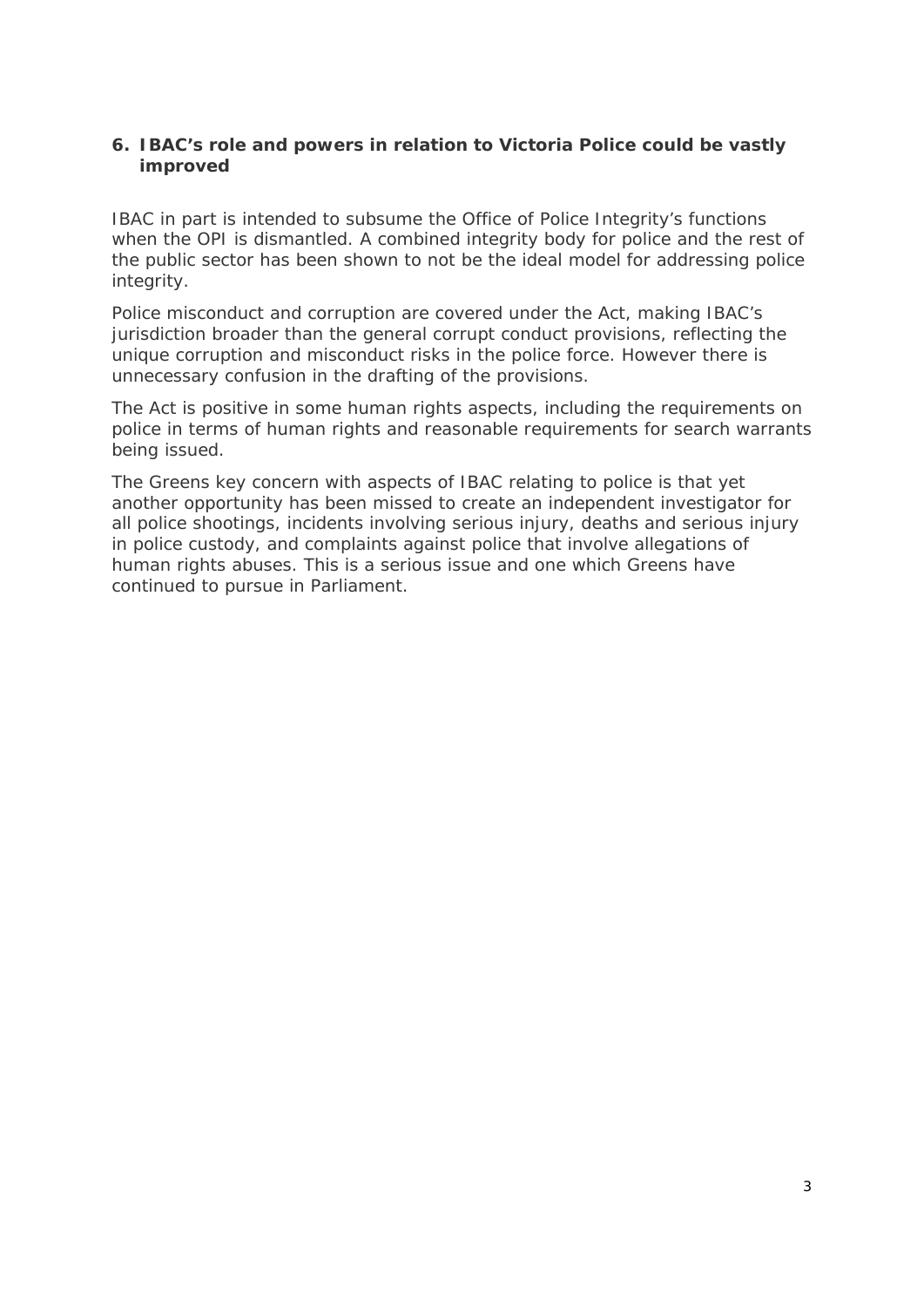## 6. IBAC's role and powers in relation to Victoria Police could be vastly improved

IBAC in part is intended to subsume the Office of Police Integrity's functions when the OPI is dismantled. A combined integrity body for police and the rest of the public sector has been shown to not be the ideal model for addressing police integrity.

Police misconduct and corruption are covered under the Act, making IBAC's jurisdiction broader than the general corrupt conduct provisions, reflecting the unique corruption and misconduct risks in the police force. However there is unnecessary confusion in the drafting of the provisions.

The Act is positive in some human rights aspects, including the requirements on police in terms of human rights and reasonable requirements for search warrants being issued.

The Greens key concern with aspects of IBAC relating to police is that yet another opportunity has been missed to create an independent investigator for all police shootings, incidents involving serious injury, deaths and serious injury in police custody, and complaints against police that involve allegations of human rights abuses. This is a serious issue and one which Greens have continued to pursue in Parliament.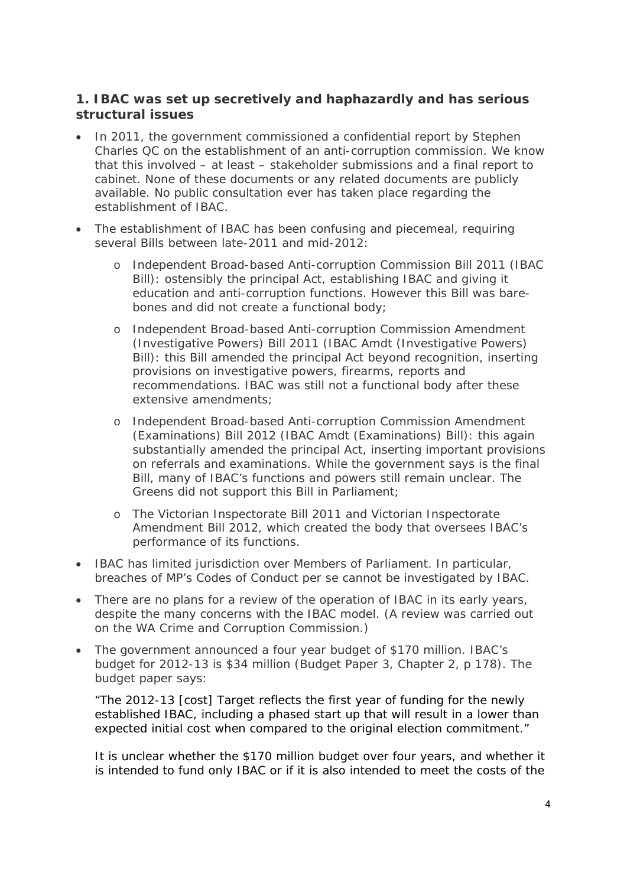## 1. IBAC was set up secretively and haphazardly and has serious structural issues

- In 2011, the government commissioned a confidential report by Stephen Charles QC on the establishment of an anti-corruption commission. We know that this involved – at least – stakeholder submissions and a final report to cabinet. None of these documents or any related documents are publicly available. No public consultation ever has taken place regarding the establishment of IBAC.
- The establishment of IBAC has been confusing and piecemeal, requiring several Bills between late-2011 and mid-2012:
  - Independent Broad-based Anti-corruption Commission Bill 2011 (IBAC Bill): ostensibly the principal Act, establishing IBAC and giving it education and anti-corruption functions. However this Bill was bare-bones and did not create a functional body;
  - Independent Broad-based Anti-corruption Commission Amendment (Investigative Powers) Bill 2011 (IBAC Amdt (Investigative Powers) Bill): this Bill amended the principal Act beyond recognition, inserting provisions on investigative powers, firearms, reports and recommendations. IBAC was still not a functional body after these extensive amendments;
  - Independent Broad-based Anti-corruption Commission Amendment (Examinations) Bill 2012 (IBAC Amdt (Examinations) Bill): this again substantially amended the principal Act, inserting important provisions on referrals and examinations. While the government says is the final Bill, many of IBAC's functions and powers still remain unclear. The Greens did not support this Bill in Parliament;
  - The Victorian Inspectorate Bill 2011 and Victorian Inspectorate Amendment Bill 2012, which created the body that oversees IBAC's performance of its functions.
- IBAC has limited jurisdiction over Members of Parliament. In particular, breaches of MP's Codes of Conduct per se cannot be investigated by IBAC.
- There are no plans for a review of the operation of IBAC in its early years, despite the many concerns with the IBAC model. (A review was carried out on the WA Crime and Corruption Commission.)
- The government announced a four year budget of $170 million. IBAC's budget for 2012-13 is $34 million (Budget Paper 3, Chapter 2, p 178). The budget paper says:

  "The 2012-13 [cost] Target reflects the first year of funding for the newly established IBAC, including a phased start up that will result in a lower than expected initial cost when compared to the original election commitment."

  It is unclear whether the $170 million budget over four years, and whether it is intended to fund only IBAC or if it is also intended to meet the costs of the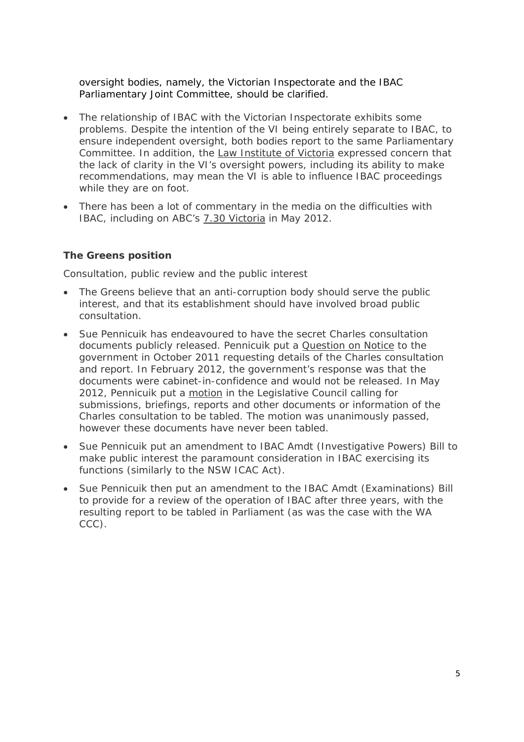oversight bodies, namely, the Victorian Inspectorate and the IBAC Parliamentary Joint Committee, should be clarified.

- The relationship of IBAC with the Victorian Inspectorate exhibits some problems. Despite the intention of the VI being entirely separate to IBAC, to ensure independent oversight, both bodies report to the same Parliamentary Committee. In addition, the Law Institute of Victoria expressed concern that the lack of clarity in the VI's oversight powers, including its ability to make recommendations, may mean the VI is able to influence IBAC proceedings while they are on foot.
- There has been a lot of commentary in the media on the difficulties with IBAC, including on ABC's 7.30 Victoria in May 2012.

**The Greens position**

Consultation, public review and the public interest

- The Greens believe that an anti-corruption body should serve the public interest, and that its establishment should have involved broad public consultation.
- Sue Pennicuik has endeavoured to have the secret Charles consultation documents publicly released. Pennicuik put a Question on Notice to the government in October 2011 requesting details of the Charles consultation and report. In February 2012, the government's response was that the documents were cabinet-in-confidence and would not be released. In May 2012, Pennicuik put a motion in the Legislative Council calling for submissions, briefings, reports and other documents or information of the Charles consultation to be tabled. The motion was unanimously passed, however these documents have never been tabled.
- Sue Pennicuik put an amendment to IBAC Amdt (Investigative Powers) Bill to make public interest the paramount consideration in IBAC exercising its functions (similarly to the NSW ICAC Act).
- Sue Pennicuik then put an amendment to the IBAC Amdt (Examinations) Bill to provide for a review of the operation of IBAC after three years, with the resulting report to be tabled in Parliament (as was the case with the WA CCC).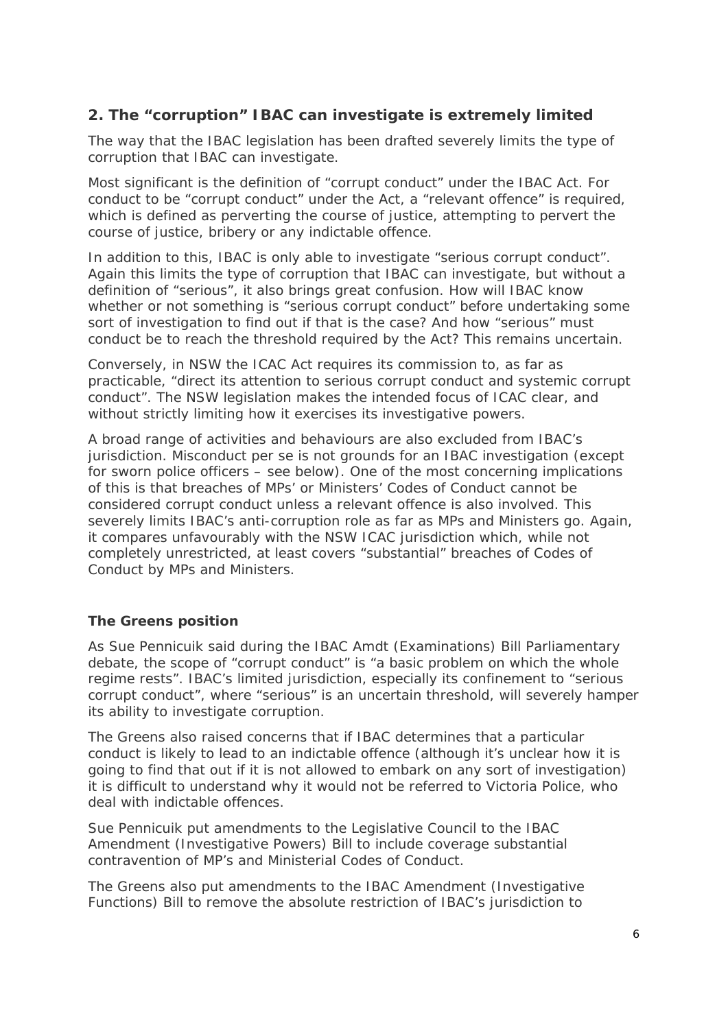## 2. The "corruption" IBAC can investigate is extremely limited

The way that the IBAC legislation has been drafted severely limits the type of corruption that IBAC can investigate.

Most significant is the definition of "corrupt conduct" under the IBAC Act. For conduct to be "corrupt conduct" under the Act, a "relevant offence" is required, which is defined as perverting the course of justice, attempting to pervert the course of justice, bribery or any indictable offence.

In addition to this, IBAC is only able to investigate "serious corrupt conduct". Again this limits the type of corruption that IBAC can investigate, but without a definition of "serious", it also brings great confusion. How will IBAC know whether or not something is "serious corrupt conduct" before undertaking some sort of investigation to find out if that is the case? And how "serious" must conduct be to reach the threshold required by the Act? This remains uncertain.

Conversely, in NSW the ICAC Act requires its commission to, as far as practicable, "direct its attention to serious corrupt conduct and systemic corrupt conduct". The NSW legislation makes the intended focus of ICAC clear, and without strictly limiting how it exercises its investigative powers.

A broad range of activities and behaviours are also excluded from IBAC's jurisdiction. Misconduct per se is not grounds for an IBAC investigation (except for sworn police officers – see below). One of the most concerning implications of this is that breaches of MPs' or Ministers' Codes of Conduct cannot be considered corrupt conduct unless a relevant offence is also involved. This severely limits IBAC's anti-corruption role as far as MPs and Ministers go. Again, it compares unfavourably with the NSW ICAC jurisdiction which, while not completely unrestricted, at least covers "substantial" breaches of Codes of Conduct by MPs and Ministers.

### The Greens position

As Sue Pennicuik said during the IBAC Amdt (Examinations) Bill Parliamentary debate, the scope of "corrupt conduct" is "a basic problem on which the whole regime rests". IBAC's limited jurisdiction, especially its confinement to "serious corrupt conduct", where "serious" is an uncertain threshold, will severely hamper its ability to investigate corruption.

The Greens also raised concerns that if IBAC determines that a particular conduct is likely to lead to an indictable offence (although it's unclear how it is going to find that out if it is not allowed to embark on any sort of investigation) it is difficult to understand why it would not be referred to Victoria Police, who deal with indictable offences.

Sue Pennicuik put amendments to the Legislative Council to the IBAC Amendment (Investigative Powers) Bill to include coverage substantial contravention of MP's and Ministerial Codes of Conduct.

The Greens also put amendments to the IBAC Amendment (Investigative Functions) Bill to remove the absolute restriction of IBAC's jurisdiction to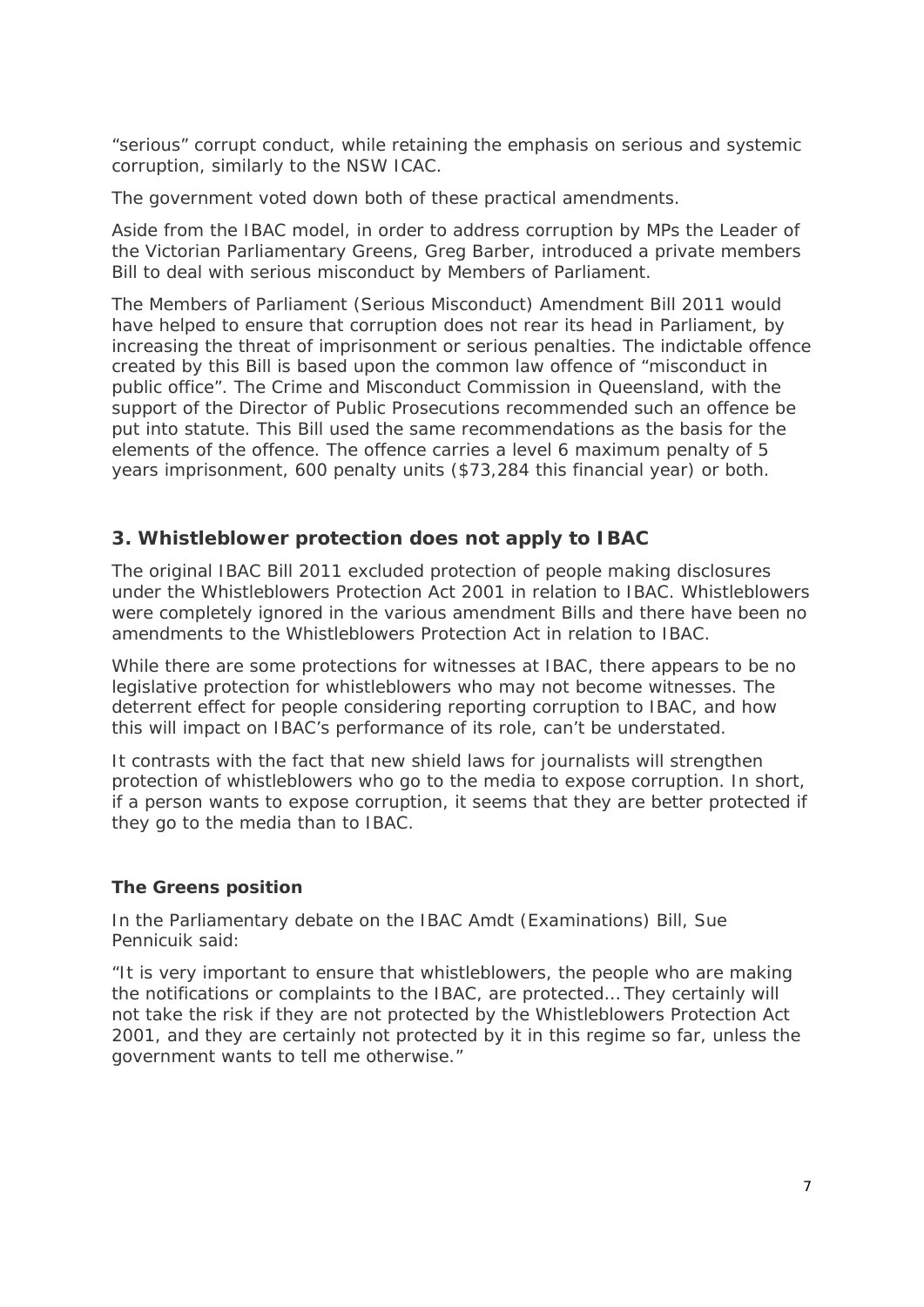"serious" corrupt conduct, while retaining the emphasis on serious and systemic corruption, similarly to the NSW ICAC.

The government voted down both of these practical amendments.

Aside from the IBAC model, in order to address corruption by MPs the Leader of the Victorian Parliamentary Greens, Greg Barber, introduced a private members Bill to deal with serious misconduct by Members of Parliament.

The Members of Parliament (Serious Misconduct) Amendment Bill 2011 would have helped to ensure that corruption does not rear its head in Parliament, by increasing the threat of imprisonment or serious penalties. The indictable offence created by this Bill is based upon the common law offence of "misconduct in public office". The Crime and Misconduct Commission in Queensland, with the support of the Director of Public Prosecutions recommended such an offence be put into statute. This Bill used the same recommendations as the basis for the elements of the offence. The offence carries a level 6 maximum penalty of 5 years imprisonment, 600 penalty units ($73,284 this financial year) or both.

## 3. Whistleblower protection does not apply to IBAC

The original IBAC Bill 2011 excluded protection of people making disclosures under the Whistleblowers Protection Act 2001 in relation to IBAC. Whistleblowers were completely ignored in the various amendment Bills and there have been no amendments to the Whistleblowers Protection Act in relation to IBAC.

While there are some protections for witnesses at IBAC, there appears to be no legislative protection for whistleblowers who may not become witnesses. The deterrent effect for people considering reporting corruption to IBAC, and how this will impact on IBAC's performance of its role, can't be understated.

It contrasts with the fact that new shield laws for journalists will strengthen protection of whistleblowers who go to the media to expose corruption. In short, if a person wants to expose corruption, it seems that they are better protected if they go to the media than to IBAC.

### The Greens position

In the Parliamentary debate on the IBAC Amdt (Examinations) Bill, Sue Pennicuik said:

"It is very important to ensure that whistleblowers, the people who are making the notifications or complaints to the IBAC, are protected… They certainly will not take the risk if they are not protected by the Whistleblowers Protection Act 2001, and they are certainly not protected by it in this regime so far, unless the government wants to tell me otherwise."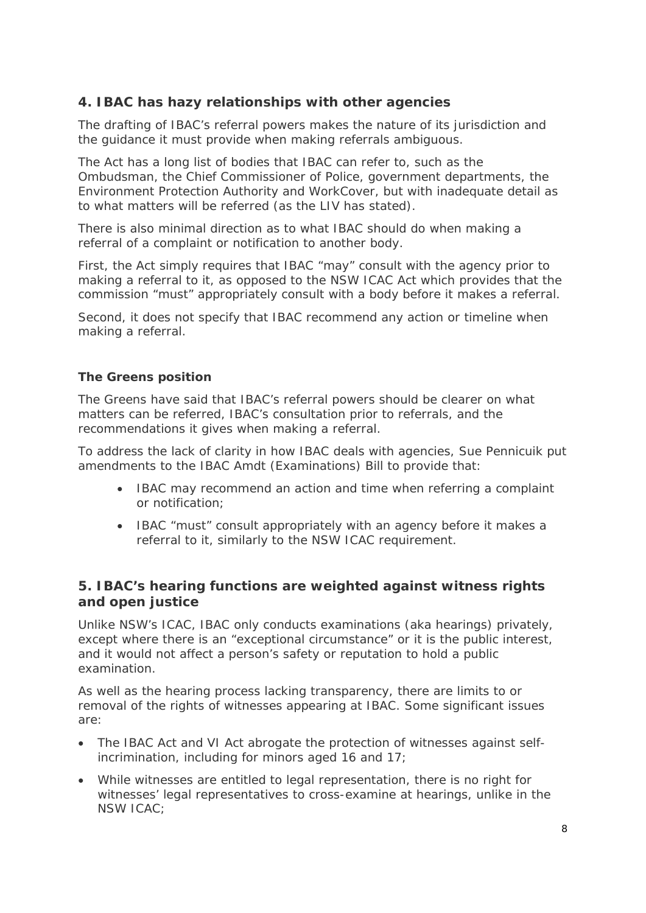## 4. IBAC has hazy relationships with other agencies

The drafting of IBAC's referral powers makes the nature of its jurisdiction and the guidance it must provide when making referrals ambiguous.

The Act has a long list of bodies that IBAC can refer to, such as the Ombudsman, the Chief Commissioner of Police, government departments, the Environment Protection Authority and WorkCover, but with inadequate detail as to what matters will be referred (as the LIV has stated).

There is also minimal direction as to what IBAC should do when making a referral of a complaint or notification to another body.

First, the Act simply requires that IBAC "may" consult with the agency prior to making a referral to it, as opposed to the NSW ICAC Act which provides that the commission "must" appropriately consult with a body before it makes a referral.

Second, it does not specify that IBAC recommend any action or timeline when making a referral.

### The Greens position

The Greens have said that IBAC's referral powers should be clearer on what matters can be referred, IBAC's consultation prior to referrals, and the recommendations it gives when making a referral.

To address the lack of clarity in how IBAC deals with agencies, Sue Pennicuik put amendments to the IBAC Amdt (Examinations) Bill to provide that:

- IBAC may recommend an action and time when referring a complaint or notification;
- IBAC "must" consult appropriately with an agency before it makes a referral to it, similarly to the NSW ICAC requirement.

## 5. IBAC's hearing functions are weighted against witness rights and open justice

Unlike NSW's ICAC, IBAC only conducts examinations (aka hearings) privately, except where there is an "exceptional circumstance" or it is the public interest, and it would not affect a person's safety or reputation to hold a public examination.

As well as the hearing process lacking transparency, there are limits to or removal of the rights of witnesses appearing at IBAC. Some significant issues are:

- The IBAC Act and VI Act abrogate the protection of witnesses against self-incrimination, including for minors aged 16 and 17;
- While witnesses are entitled to legal representation, there is no right for witnesses' legal representatives to cross-examine at hearings, unlike in the NSW ICAC;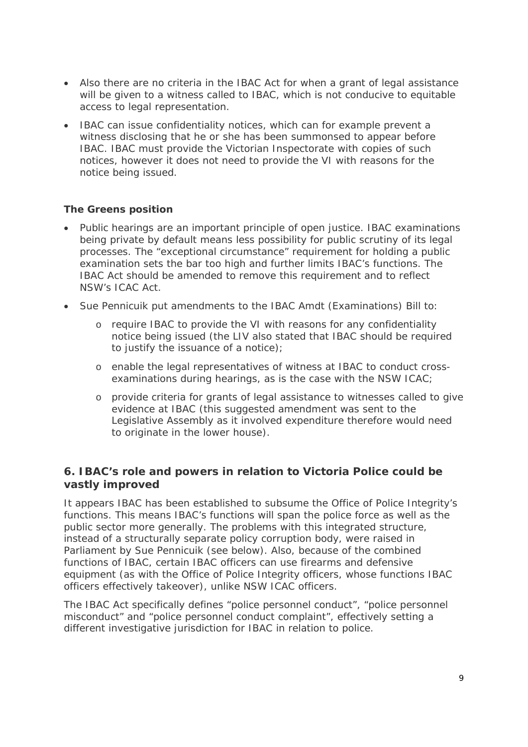- Also there are no criteria in the IBAC Act for when a grant of legal assistance will be given to a witness called to IBAC, which is not conducive to equitable access to legal representation.
- IBAC can issue confidentiality notices, which can for example prevent a witness disclosing that he or she has been summonsed to appear before IBAC. IBAC must provide the Victorian Inspectorate with copies of such notices, however it does not need to provide the VI with reasons for the notice being issued.

**The Greens position**

- Public hearings are an important principle of open justice. IBAC examinations being private by default means less possibility for public scrutiny of its legal processes. The "exceptional circumstance" requirement for holding a public examination sets the bar too high and further limits IBAC's functions. The IBAC Act should be amended to remove this requirement and to reflect NSW's ICAC Act.
- Sue Pennicuik put amendments to the IBAC Amdt (Examinations) Bill to:
    - require IBAC to provide the VI with reasons for any confidentiality notice being issued (the LIV also stated that IBAC should be required to justify the issuance of a notice);
    - enable the legal representatives of witness at IBAC to conduct cross-examinations during hearings, as is the case with the NSW ICAC;
    - provide criteria for grants of legal assistance to witnesses called to give evidence at IBAC (this suggested amendment was sent to the Legislative Assembly as it involved expenditure therefore would need to originate in the lower house).

## 6. IBAC's role and powers in relation to Victoria Police could be vastly improved

It appears IBAC has been established to subsume the Office of Police Integrity's functions. This means IBAC's functions will span the police force as well as the public sector more generally. The problems with this integrated structure, instead of a structurally separate policy corruption body, were raised in Parliament by Sue Pennicuik (see below). Also, because of the combined functions of IBAC, certain IBAC officers can use firearms and defensive equipment (as with the Office of Police Integrity officers, whose functions IBAC officers effectively takeover), unlike NSW ICAC officers.

The IBAC Act specifically defines "police personnel conduct", "police personnel misconduct" and "police personnel conduct complaint", effectively setting a different investigative jurisdiction for IBAC in relation to police.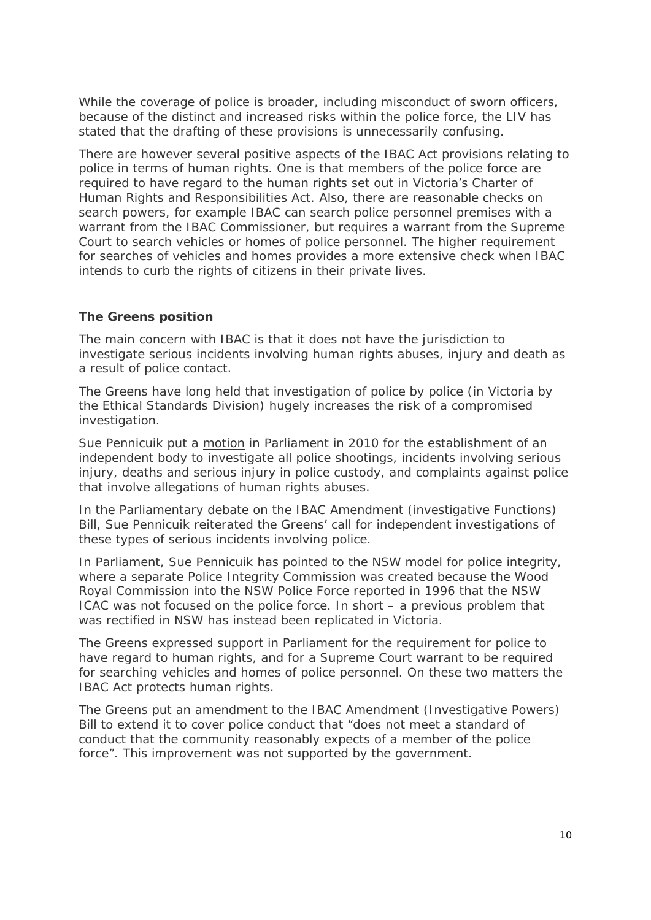While the coverage of police is broader, including misconduct of sworn officers, because of the distinct and increased risks within the police force, the LIV has stated that the drafting of these provisions is unnecessarily confusing.

There are however several positive aspects of the IBAC Act provisions relating to police in terms of human rights. One is that members of the police force are required to have regard to the human rights set out in Victoria's Charter of Human Rights and Responsibilities Act. Also, there are reasonable checks on search powers, for example IBAC can search police personnel premises with a warrant from the IBAC Commissioner, but requires a warrant from the Supreme Court to search vehicles or homes of police personnel. The higher requirement for searches of vehicles and homes provides a more extensive check when IBAC intends to curb the rights of citizens in their private lives.

**The Greens position**

The main concern with IBAC is that it does not have the jurisdiction to investigate serious incidents involving human rights abuses, injury and death as a result of police contact.

The Greens have long held that investigation of police by police (in Victoria by the Ethical Standards Division) hugely increases the risk of a compromised investigation.

Sue Pennicuik put a motion in Parliament in 2010 for the establishment of an independent body to investigate all police shootings, incidents involving serious injury, deaths and serious injury in police custody, and complaints against police that involve allegations of human rights abuses.

In the Parliamentary debate on the IBAC Amendment (investigative Functions) Bill, Sue Pennicuik reiterated the Greens' call for independent investigations of these types of serious incidents involving police.

In Parliament, Sue Pennicuik has pointed to the NSW model for police integrity, where a separate Police Integrity Commission was created because the Wood Royal Commission into the NSW Police Force reported in 1996 that the NSW ICAC was not focused on the police force. In short – a previous problem that was rectified in NSW has instead been replicated in Victoria.

The Greens expressed support in Parliament for the requirement for police to have regard to human rights, and for a Supreme Court warrant to be required for searching vehicles and homes of police personnel. On these two matters the IBAC Act protects human rights.

The Greens put an amendment to the IBAC Amendment (Investigative Powers) Bill to extend it to cover police conduct that "does not meet a standard of conduct that the community reasonably expects of a member of the police force". This improvement was not supported by the government.